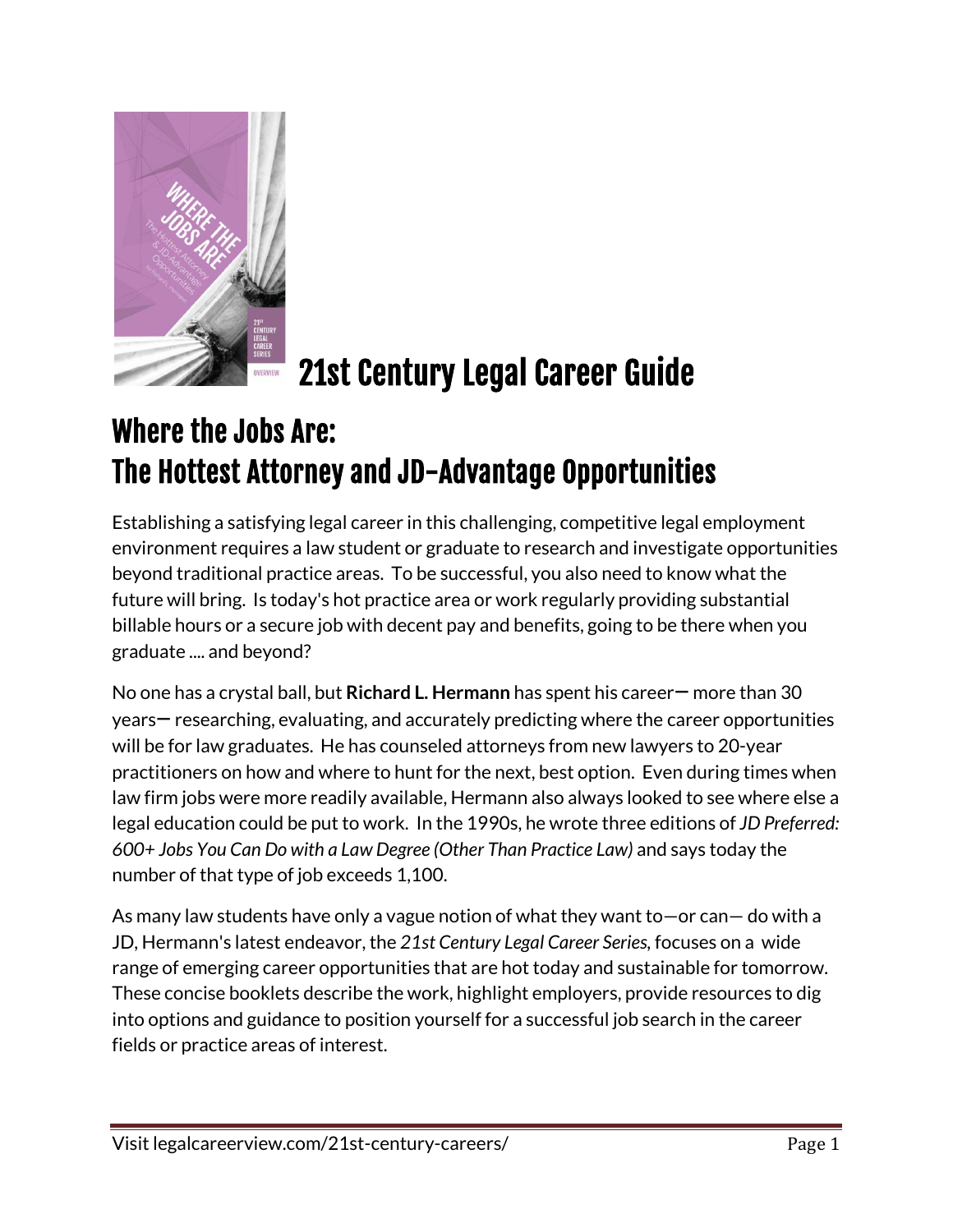# 21st Century Legal Career Guide

## Where the Jobs Are:
## The Hottest Attorney and JD-Advantage Opportunities

Establishing a satisfying legal career in this challenging, competitive legal employment environment requires a law student or graduate to research and investigate opportunities beyond traditional practice areas. To be successful, you also need to know what the future will bring. Is today's hot practice area or work regularly providing substantial billable hours or a secure job with decent pay and benefits, going to be there when you graduate .... and beyond?

No one has a crystal ball, but **Richard L. Hermann** has spent his career— more than 30 years— researching, evaluating, and accurately predicting where the career opportunities will be for law graduates. He has counseled attorneys from new lawyers to 20-year practitioners on how and where to hunt for the next, best option. Even during times when law firm jobs were more readily available, Hermann also always looked to see where else a legal education could be put to work. In the 1990s, he wrote three editions of *JD Preferred: 600+ Jobs You Can Do with a Law Degree (Other Than Practice Law)* and says today the number of that type of job exceeds 1,100.

As many law students have only a vague notion of what they want to—or can— do with a JD, Hermann's latest endeavor, the *21st Century Legal Career Series*, focuses on a wide range of emerging career opportunities that are hot today and sustainable for tomorrow. These concise booklets describe the work, highlight employers, provide resources to dig into options and guidance to position yourself for a successful job search in the career fields or practice areas of interest.

Visit legalcareerview.com/21st-century-careers/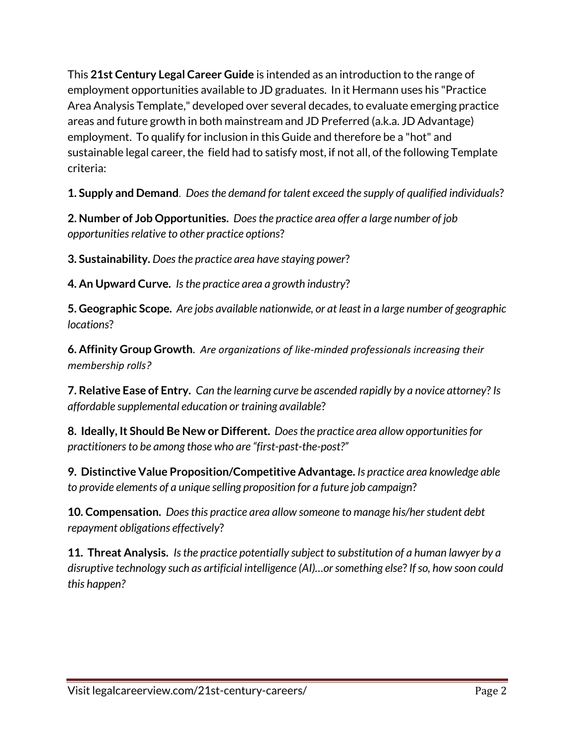This **21st Century Legal Career Guide** is intended as an introduction to the range of employment opportunities available to JD graduates. In it Hermann uses his "Practice Area Analysis Template," developed over several decades, to evaluate emerging practice areas and future growth in both mainstream and JD Preferred (a.k.a. JD Advantage) employment. To qualify for inclusion in this Guide and therefore be a "hot" and sustainable legal career, the field had to satisfy most, if not all, of the following Template criteria:

**1. Supply and Demand**. *Does the demand for talent exceed the supply of qualified individuals*?

**2. Number of Job Opportunities.** *Does the practice area offer a large number of job opportunities relative to other practice options*?

**3. Sustainability.** *Does the practice area have staying power*?

**4. An Upward Curve.** *Is the practice area a growth industry*?

**5. Geographic Scope.** *Are jobs available nationwide, or at least in a large number of geographic locations*?

**6. Affinity Group Growth**. *Are organizations of like-minded professionals increasing their membership rolls?*

**7. Relative Ease of Entry.** *Can the learning curve be ascended rapidly by a novice attorney*? *Is affordable supplemental education or training available*?

**8. Ideally, It Should Be New or Different.** *Does the practice area allow opportunities for practitioners to be among those who are "first-past-the-post?"*

**9. Distinctive Value Proposition/Competitive Advantage.** *Is practice area knowledge able to provide elements of a unique selling proposition for a future job campaign*?

**10. Compensation.** *Does this practice area allow someone to manage his/her student debt repayment obligations effectively*?

**11. Threat Analysis.** *Is the practice potentially subject to substitution of a human lawyer by a disruptive technology such as artificial intelligence (AI)…or something else*? *If so, how soon could this happen?*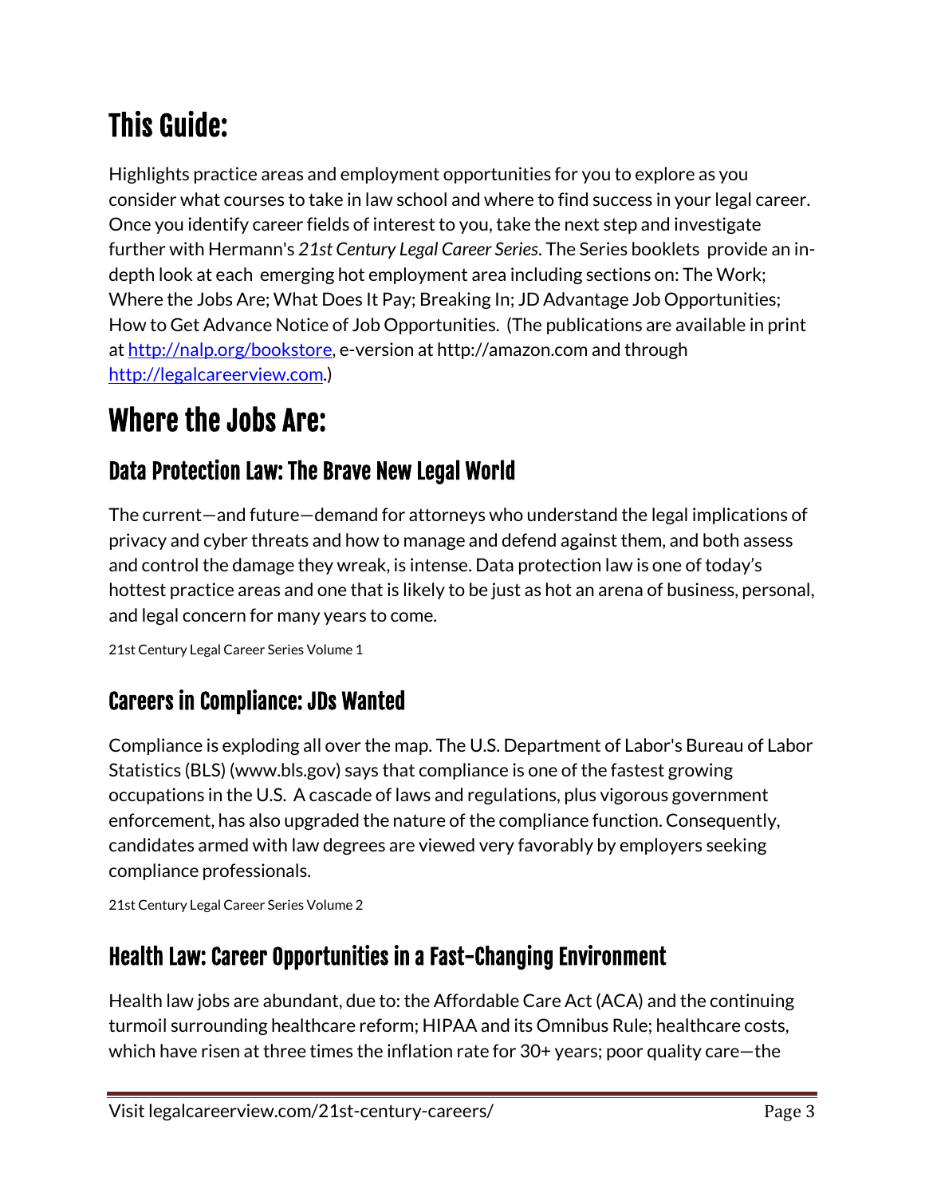# This Guide:

Highlights practice areas and employment opportunities for you to explore as you consider what courses to take in law school and where to find success in your legal career. Once you identify career fields of interest to you, take the next step and investigate further with Hermann's *21st Century Legal Career Series*. The Series booklets provide an in-depth look at each emerging hot employment area including sections on: The Work; Where the Jobs Are; What Does It Pay; Breaking In; JD Advantage Job Opportunities; How to Get Advance Notice of Job Opportunities. (The publications are available in print at [http://nalp.org/bookstore](http://nalp.org/bookstore), e-version at http://amazon.com and through [http://legalcareerview.com](http://legalcareerview.com).)

# Where the Jobs Are:

## Data Protection Law: The Brave New Legal World

The current—and future—demand for attorneys who understand the legal implications of privacy and cyber threats and how to manage and defend against them, and both assess and control the damage they wreak, is intense. Data protection law is one of today's hottest practice areas and one that is likely to be just as hot an arena of business, personal, and legal concern for many years to come.

21st Century Legal Career Series Volume 1

## Careers in Compliance: JDs Wanted

Compliance is exploding all over the map. The U.S. Department of Labor's Bureau of Labor Statistics (BLS) (www.bls.gov) says that compliance is one of the fastest growing occupations in the U.S. A cascade of laws and regulations, plus vigorous government enforcement, has also upgraded the nature of the compliance function. Consequently, candidates armed with law degrees are viewed very favorably by employers seeking compliance professionals.

21st Century Legal Career Series Volume 2

## Health Law: Career Opportunities in a Fast-Changing Environment

Health law jobs are abundant, due to: the Affordable Care Act (ACA) and the continuing turmoil surrounding healthcare reform; HIPAA and its Omnibus Rule; healthcare costs, which have risen at three times the inflation rate for 30+ years; poor quality care—the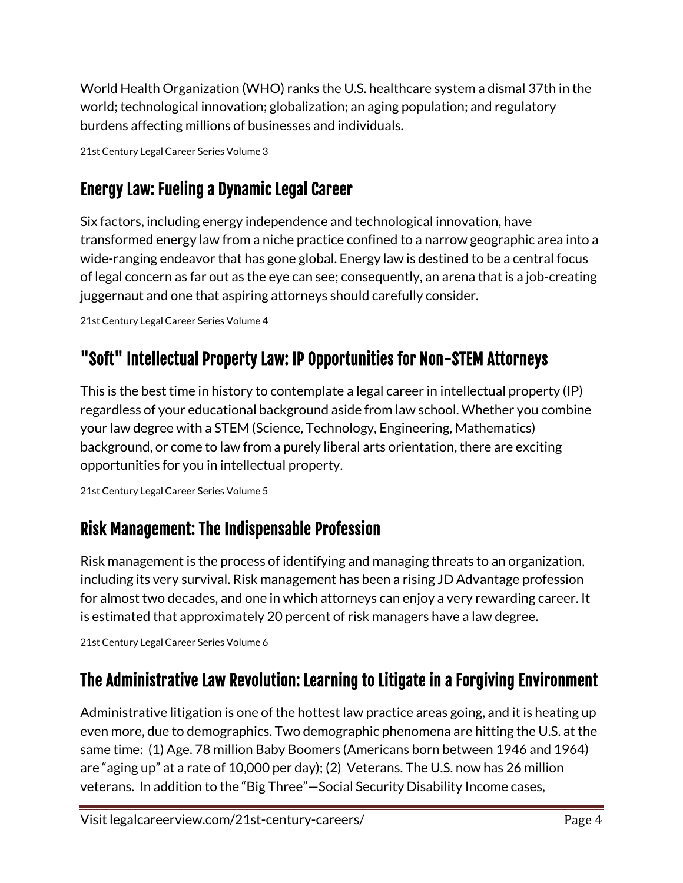World Health Organization (WHO) ranks the U.S. healthcare system a dismal 37th in the world; technological innovation; globalization; an aging population; and regulatory burdens affecting millions of businesses and individuals.

21st Century Legal Career Series Volume 3

## Energy Law: Fueling a Dynamic Legal Career

Six factors, including energy independence and technological innovation, have transformed energy law from a niche practice confined to a narrow geographic area into a wide-ranging endeavor that has gone global. Energy law is destined to be a central focus of legal concern as far out as the eye can see; consequently, an arena that is a job-creating juggernaut and one that aspiring attorneys should carefully consider.

21st Century Legal Career Series Volume 4

## "Soft" Intellectual Property Law: IP Opportunities for Non-STEM Attorneys

This is the best time in history to contemplate a legal career in intellectual property (IP) regardless of your educational background aside from law school. Whether you combine your law degree with a STEM (Science, Technology, Engineering, Mathematics) background, or come to law from a purely liberal arts orientation, there are exciting opportunities for you in intellectual property.

21st Century Legal Career Series Volume 5

## Risk Management: The Indispensable Profession

Risk management is the process of identifying and managing threats to an organization, including its very survival. Risk management has been a rising JD Advantage profession for almost two decades, and one in which attorneys can enjoy a very rewarding career. It is estimated that approximately 20 percent of risk managers have a law degree.

21st Century Legal Career Series Volume 6

## The Administrative Law Revolution: Learning to Litigate in a Forgiving Environment

Administrative litigation is one of the hottest law practice areas going, and it is heating up even more, due to demographics. Two demographic phenomena are hitting the U.S. at the same time: (1) Age. 78 million Baby Boomers (Americans born between 1946 and 1964) are "aging up" at a rate of 10,000 per day); (2) Veterans. The U.S. now has 26 million veterans. In addition to the "Big Three"—Social Security Disability Income cases,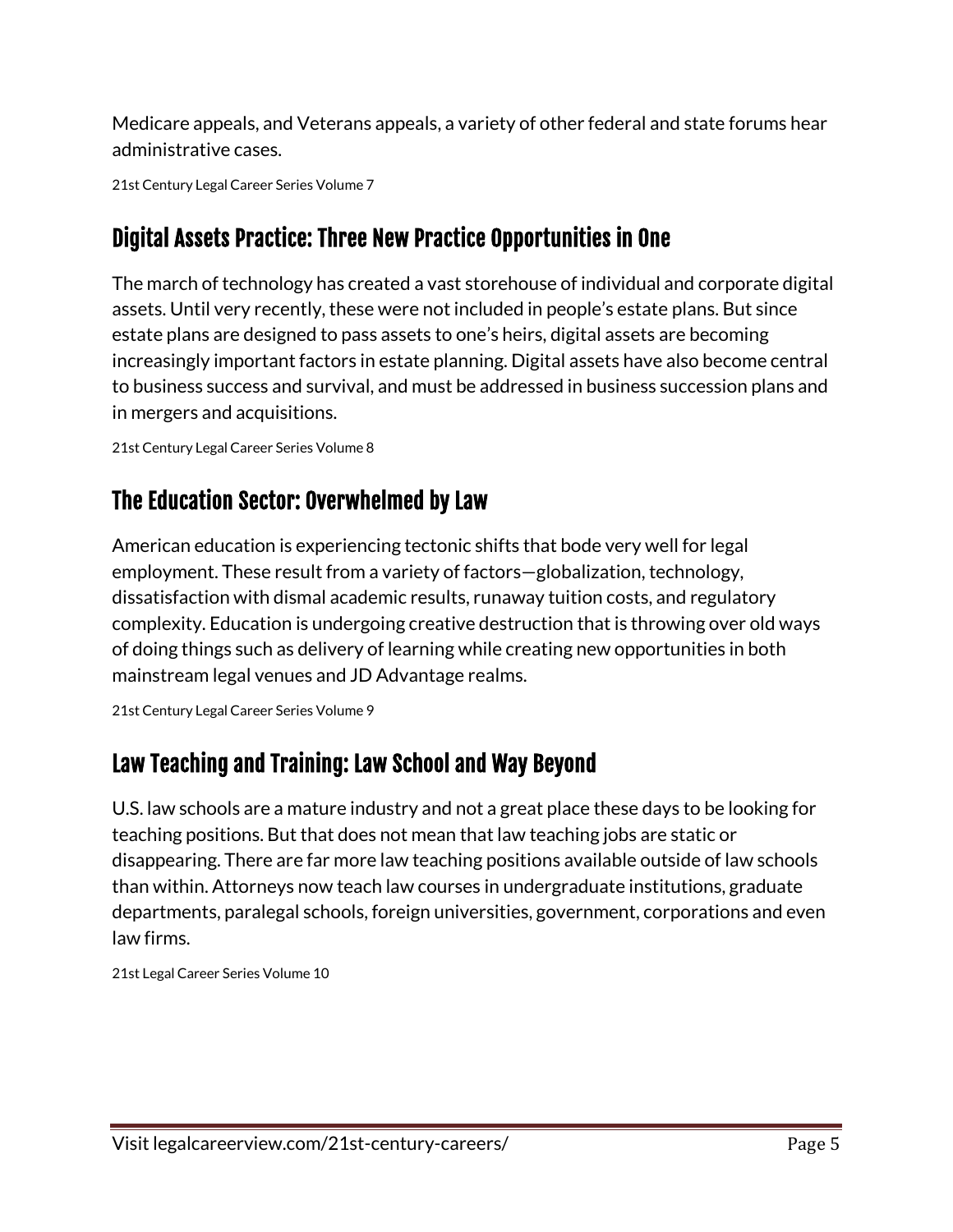Medicare appeals, and Veterans appeals, a variety of other federal and state forums hear administrative cases.

21st Century Legal Career Series Volume 7

## Digital Assets Practice: Three New Practice Opportunities in One

The march of technology has created a vast storehouse of individual and corporate digital assets. Until very recently, these were not included in people's estate plans. But since estate plans are designed to pass assets to one's heirs, digital assets are becoming increasingly important factors in estate planning. Digital assets have also become central to business success and survival, and must be addressed in business succession plans and in mergers and acquisitions.

21st Century Legal Career Series Volume 8

## The Education Sector: Overwhelmed by Law

American education is experiencing tectonic shifts that bode very well for legal employment. These result from a variety of factors—globalization, technology, dissatisfaction with dismal academic results, runaway tuition costs, and regulatory complexity. Education is undergoing creative destruction that is throwing over old ways of doing things such as delivery of learning while creating new opportunities in both mainstream legal venues and JD Advantage realms.

21st Century Legal Career Series Volume 9

## Law Teaching and Training: Law School and Way Beyond

U.S. law schools are a mature industry and not a great place these days to be looking for teaching positions. But that does not mean that law teaching jobs are static or disappearing. There are far more law teaching positions available outside of law schools than within. Attorneys now teach law courses in undergraduate institutions, graduate departments, paralegal schools, foreign universities, government, corporations and even law firms.

21st Legal Career Series Volume 10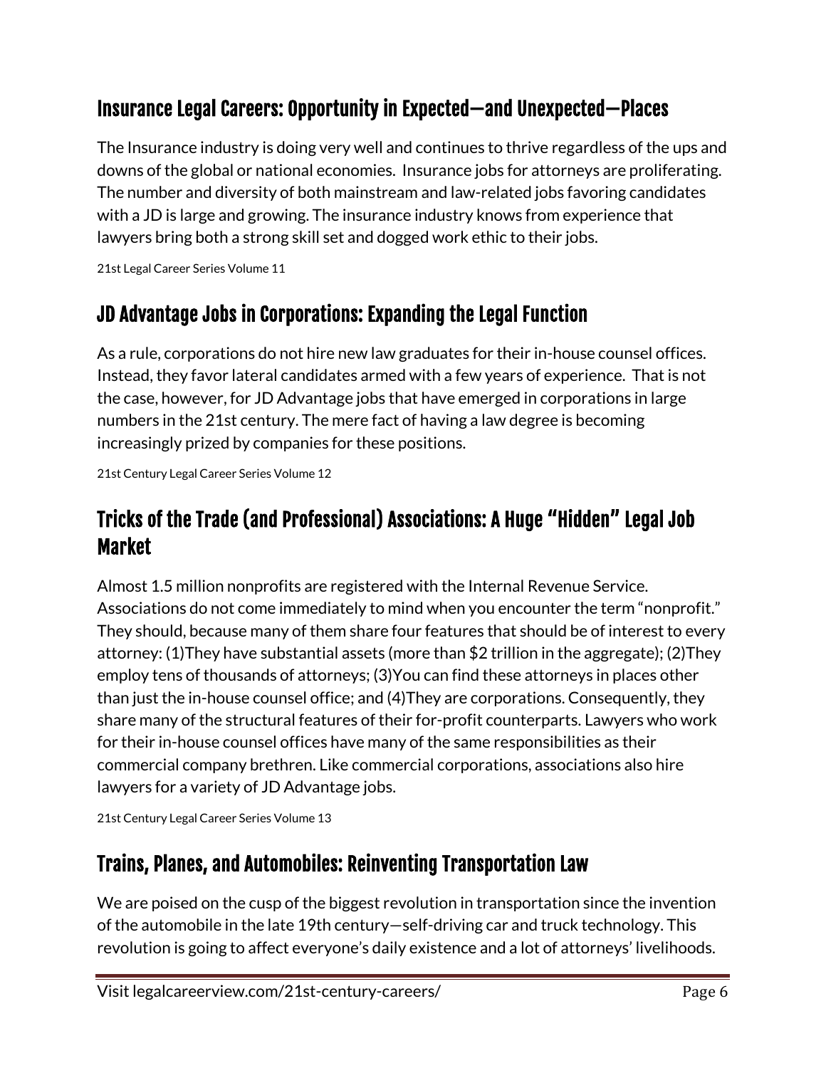## Insurance Legal Careers: Opportunity in Expected—and Unexpected—Places

The Insurance industry is doing very well and continues to thrive regardless of the ups and downs of the global or national economies. Insurance jobs for attorneys are proliferating. The number and diversity of both mainstream and law-related jobs favoring candidates with a JD is large and growing. The insurance industry knows from experience that lawyers bring both a strong skill set and dogged work ethic to their jobs.

21st Legal Career Series Volume 11

## JD Advantage Jobs in Corporations: Expanding the Legal Function

As a rule, corporations do not hire new law graduates for their in-house counsel offices. Instead, they favor lateral candidates armed with a few years of experience. That is not the case, however, for JD Advantage jobs that have emerged in corporations in large numbers in the 21st century. The mere fact of having a law degree is becoming increasingly prized by companies for these positions.

21st Century Legal Career Series Volume 12

## Tricks of the Trade (and Professional) Associations: A Huge "Hidden" Legal Job Market

Almost 1.5 million nonprofits are registered with the Internal Revenue Service. Associations do not come immediately to mind when you encounter the term "nonprofit." They should, because many of them share four features that should be of interest to every attorney: (1)They have substantial assets (more than $2 trillion in the aggregate); (2)They employ tens of thousands of attorneys; (3)You can find these attorneys in places other than just the in-house counsel office; and (4)They are corporations. Consequently, they share many of the structural features of their for-profit counterparts. Lawyers who work for their in-house counsel offices have many of the same responsibilities as their commercial company brethren. Like commercial corporations, associations also hire lawyers for a variety of JD Advantage jobs.

21st Century Legal Career Series Volume 13

## Trains, Planes, and Automobiles: Reinventing Transportation Law

We are poised on the cusp of the biggest revolution in transportation since the invention of the automobile in the late 19th century—self-driving car and truck technology. This revolution is going to affect everyone's daily existence and a lot of attorneys' livelihoods.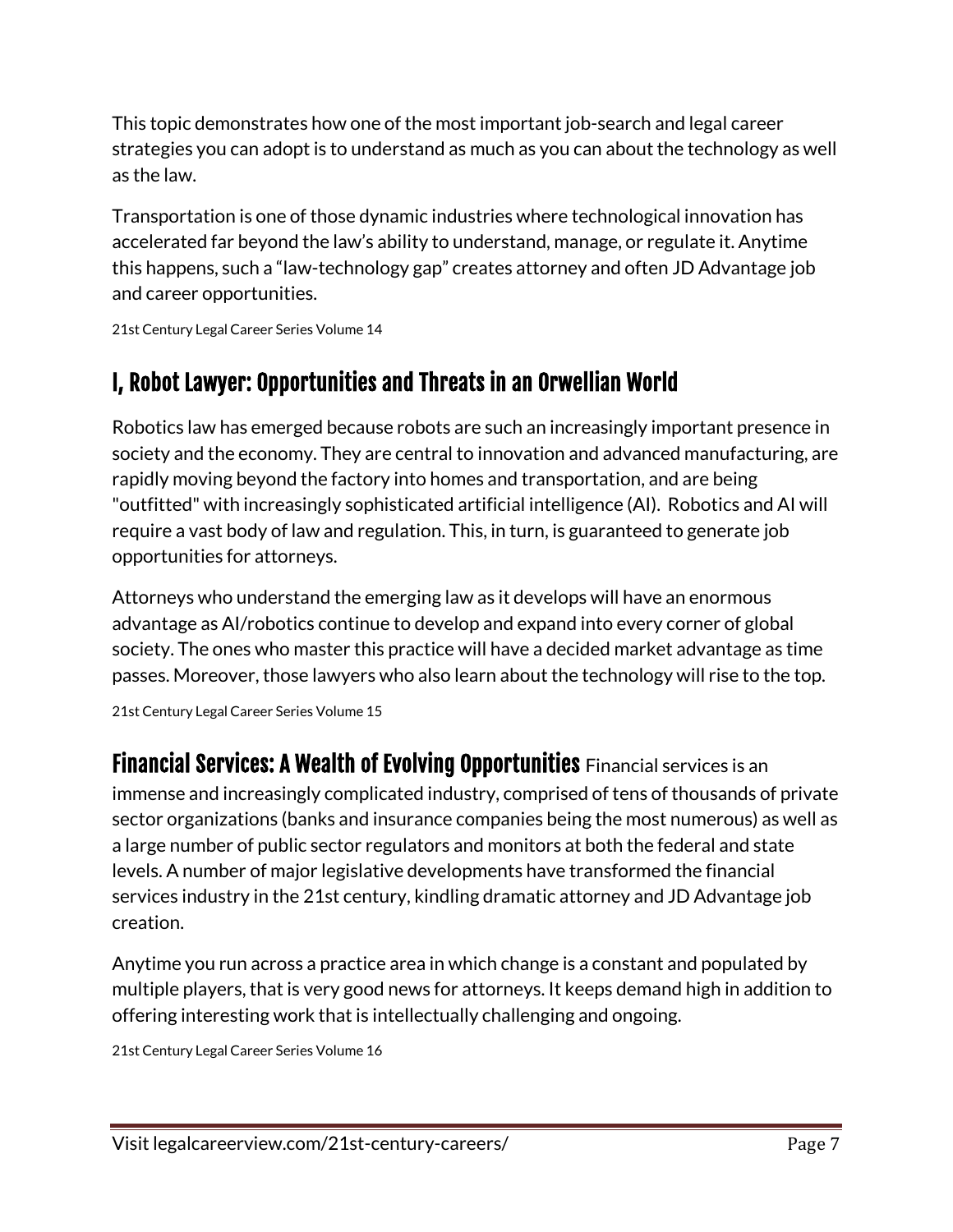This topic demonstrates how one of the most important job-search and legal career strategies you can adopt is to understand as much as you can about the technology as well as the law.

Transportation is one of those dynamic industries where technological innovation has accelerated far beyond the law's ability to understand, manage, or regulate it. Anytime this happens, such a "law-technology gap" creates attorney and often JD Advantage job and career opportunities.

21st Century Legal Career Series Volume 14

## I, Robot Lawyer: Opportunities and Threats in an Orwellian World

Robotics law has emerged because robots are such an increasingly important presence in society and the economy. They are central to innovation and advanced manufacturing, are rapidly moving beyond the factory into homes and transportation, and are being "outfitted" with increasingly sophisticated artificial intelligence (AI). Robotics and AI will require a vast body of law and regulation. This, in turn, is guaranteed to generate job opportunities for attorneys.

Attorneys who understand the emerging law as it develops will have an enormous advantage as AI/robotics continue to develop and expand into every corner of global society. The ones who master this practice will have a decided market advantage as time passes. Moreover, those lawyers who also learn about the technology will rise to the top.

21st Century Legal Career Series Volume 15

## Financial Services: A Wealth of Evolving Opportunities

Financial services is an immense and increasingly complicated industry, comprised of tens of thousands of private sector organizations (banks and insurance companies being the most numerous) as well as a large number of public sector regulators and monitors at both the federal and state levels. A number of major legislative developments have transformed the financial services industry in the 21st century, kindling dramatic attorney and JD Advantage job creation.

Anytime you run across a practice area in which change is a constant and populated by multiple players, that is very good news for attorneys. It keeps demand high in addition to offering interesting work that is intellectually challenging and ongoing.

21st Century Legal Career Series Volume 16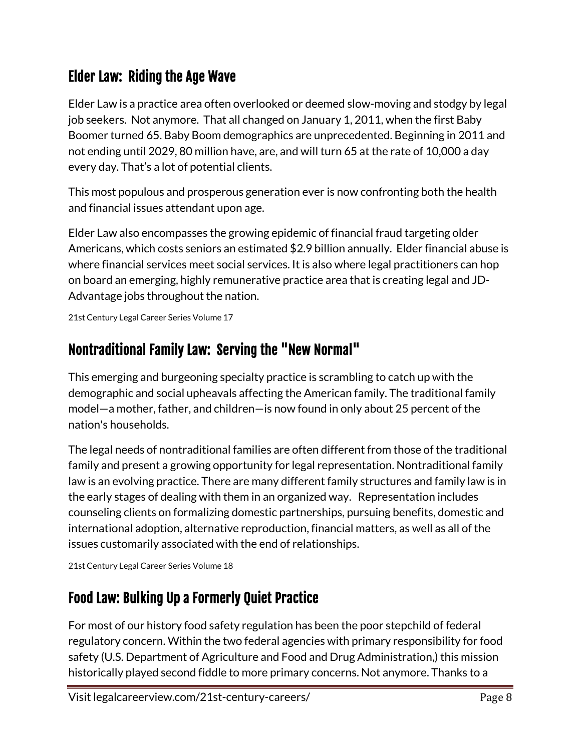## Elder Law: Riding the Age Wave

Elder Law is a practice area often overlooked or deemed slow-moving and stodgy by legal job seekers. Not anymore. That all changed on January 1, 2011, when the first Baby Boomer turned 65. Baby Boom demographics are unprecedented. Beginning in 2011 and not ending until 2029, 80 million have, are, and will turn 65 at the rate of 10,000 a day every day. That's a lot of potential clients.

This most populous and prosperous generation ever is now confronting both the health and financial issues attendant upon age.

Elder Law also encompasses the growing epidemic of financial fraud targeting older Americans, which costs seniors an estimated $2.9 billion annually. Elder financial abuse is where financial services meet social services. It is also where legal practitioners can hop on board an emerging, highly remunerative practice area that is creating legal and JD-Advantage jobs throughout the nation.

21st Century Legal Career Series Volume 17

## Nontraditional Family Law: Serving the "New Normal"

This emerging and burgeoning specialty practice is scrambling to catch up with the demographic and social upheavals affecting the American family. The traditional family model—a mother, father, and children—is now found in only about 25 percent of the nation's households.

The legal needs of nontraditional families are often different from those of the traditional family and present a growing opportunity for legal representation. Nontraditional family law is an evolving practice. There are many different family structures and family law is in the early stages of dealing with them in an organized way. Representation includes counseling clients on formalizing domestic partnerships, pursuing benefits, domestic and international adoption, alternative reproduction, financial matters, as well as all of the issues customarily associated with the end of relationships.

21st Century Legal Career Series Volume 18

## Food Law: Bulking Up a Formerly Quiet Practice

For most of our history food safety regulation has been the poor stepchild of federal regulatory concern. Within the two federal agencies with primary responsibility for food safety (U.S. Department of Agriculture and Food and Drug Administration,) this mission historically played second fiddle to more primary concerns. Not anymore. Thanks to a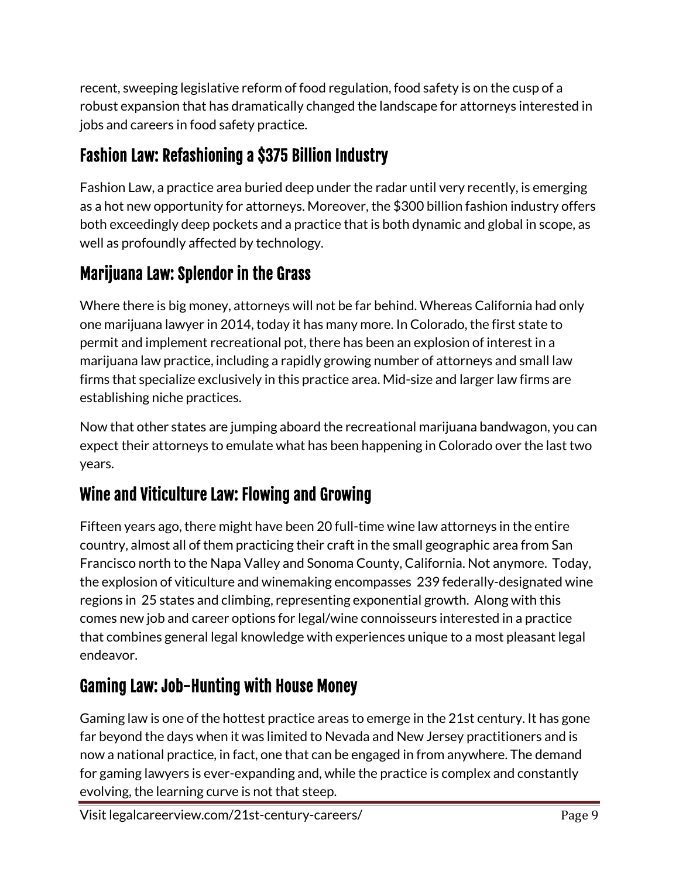recent, sweeping legislative reform of food regulation, food safety is on the cusp of a robust expansion that has dramatically changed the landscape for attorneys interested in jobs and careers in food safety practice.

## Fashion Law: Refashioning a $375 Billion Industry

Fashion Law, a practice area buried deep under the radar until very recently, is emerging as a hot new opportunity for attorneys. Moreover, the $300 billion fashion industry offers both exceedingly deep pockets and a practice that is both dynamic and global in scope, as well as profoundly affected by technology.

## Marijuana Law: Splendor in the Grass

Where there is big money, attorneys will not be far behind. Whereas California had only one marijuana lawyer in 2014, today it has many more. In Colorado, the first state to permit and implement recreational pot, there has been an explosion of interest in a marijuana law practice, including a rapidly growing number of attorneys and small law firms that specialize exclusively in this practice area. Mid-size and larger law firms are establishing niche practices.

Now that other states are jumping aboard the recreational marijuana bandwagon, you can expect their attorneys to emulate what has been happening in Colorado over the last two years.

## Wine and Viticulture Law: Flowing and Growing

Fifteen years ago, there might have been 20 full-time wine law attorneys in the entire country, almost all of them practicing their craft in the small geographic area from San Francisco north to the Napa Valley and Sonoma County, California. Not anymore. Today, the explosion of viticulture and winemaking encompasses 239 federally-designated wine regions in 25 states and climbing, representing exponential growth. Along with this comes new job and career options for legal/wine connoisseurs interested in a practice that combines general legal knowledge with experiences unique to a most pleasant legal endeavor.

## Gaming Law: Job-Hunting with House Money

Gaming law is one of the hottest practice areas to emerge in the 21st century. It has gone far beyond the days when it was limited to Nevada and New Jersey practitioners and is now a national practice, in fact, one that can be engaged in from anywhere. The demand for gaming lawyers is ever-expanding and, while the practice is complex and constantly evolving, the learning curve is not that steep.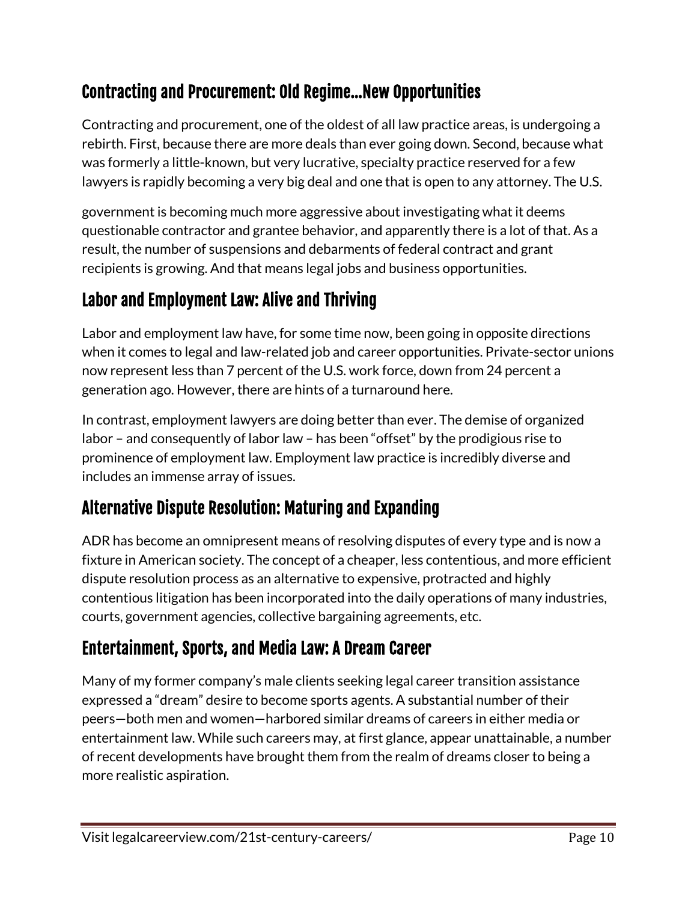## Contracting and Procurement: Old Regime...New Opportunities

Contracting and procurement, one of the oldest of all law practice areas, is undergoing a rebirth. First, because there are more deals than ever going down. Second, because what was formerly a little-known, but very lucrative, specialty practice reserved for a few lawyers is rapidly becoming a very big deal and one that is open to any attorney. The U.S.

government is becoming much more aggressive about investigating what it deems questionable contractor and grantee behavior, and apparently there is a lot of that. As a result, the number of suspensions and debarments of federal contract and grant recipients is growing. And that means legal jobs and business opportunities.

## Labor and Employment Law: Alive and Thriving

Labor and employment law have, for some time now, been going in opposite directions when it comes to legal and law-related job and career opportunities. Private-sector unions now represent less than 7 percent of the U.S. work force, down from 24 percent a generation ago. However, there are hints of a turnaround here.

In contrast, employment lawyers are doing better than ever. The demise of organized labor – and consequently of labor law – has been "offset" by the prodigious rise to prominence of employment law. Employment law practice is incredibly diverse and includes an immense array of issues.

## Alternative Dispute Resolution: Maturing and Expanding

ADR has become an omnipresent means of resolving disputes of every type and is now a fixture in American society. The concept of a cheaper, less contentious, and more efficient dispute resolution process as an alternative to expensive, protracted and highly contentious litigation has been incorporated into the daily operations of many industries, courts, government agencies, collective bargaining agreements, etc.

## Entertainment, Sports, and Media Law: A Dream Career

Many of my former company's male clients seeking legal career transition assistance expressed a "dream" desire to become sports agents. A substantial number of their peers—both men and women—harbored similar dreams of careers in either media or entertainment law. While such careers may, at first glance, appear unattainable, a number of recent developments have brought them from the realm of dreams closer to being a more realistic aspiration.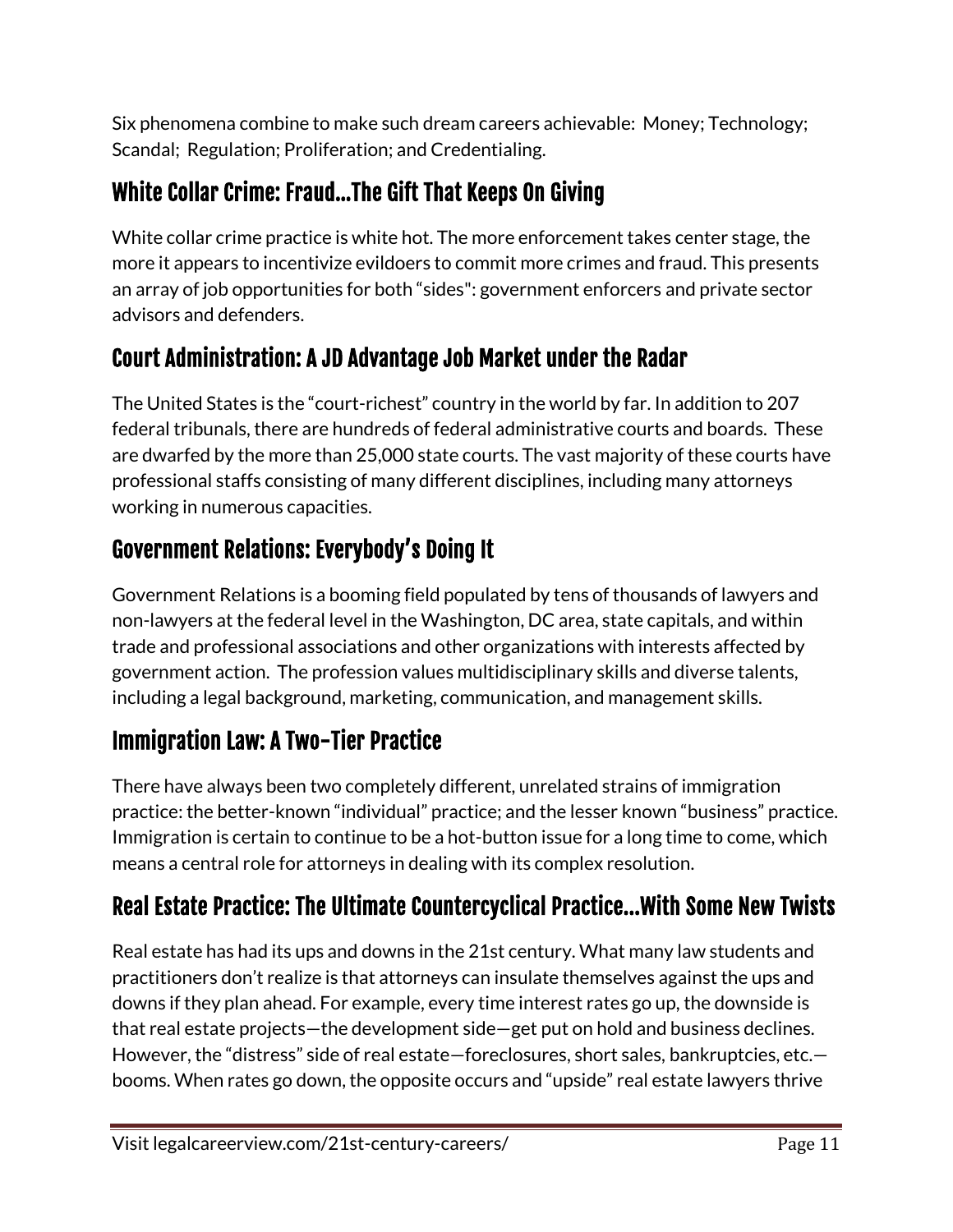Six phenomena combine to make such dream careers achievable: Money; Technology; Scandal; Regulation; Proliferation; and Credentialing.

## White Collar Crime: Fraud…The Gift That Keeps On Giving

White collar crime practice is white hot. The more enforcement takes center stage, the more it appears to incentivize evildoers to commit more crimes and fraud. This presents an array of job opportunities for both "sides": government enforcers and private sector advisors and defenders.

## Court Administration: A JD Advantage Job Market under the Radar

The United States is the "court-richest" country in the world by far. In addition to 207 federal tribunals, there are hundreds of federal administrative courts and boards. These are dwarfed by the more than 25,000 state courts. The vast majority of these courts have professional staffs consisting of many different disciplines, including many attorneys working in numerous capacities.

## Government Relations: Everybody's Doing It

Government Relations is a booming field populated by tens of thousands of lawyers and non-lawyers at the federal level in the Washington, DC area, state capitals, and within trade and professional associations and other organizations with interests affected by government action. The profession values multidisciplinary skills and diverse talents, including a legal background, marketing, communication, and management skills.

## Immigration Law: A Two-Tier Practice

There have always been two completely different, unrelated strains of immigration practice: the better-known "individual" practice; and the lesser known "business" practice. Immigration is certain to continue to be a hot-button issue for a long time to come, which means a central role for attorneys in dealing with its complex resolution.

## Real Estate Practice: The Ultimate Countercyclical Practice…With Some New Twists

Real estate has had its ups and downs in the 21st century. What many law students and practitioners don't realize is that attorneys can insulate themselves against the ups and downs if they plan ahead. For example, every time interest rates go up, the downside is that real estate projects—the development side—get put on hold and business declines. However, the "distress" side of real estate—foreclosures, short sales, bankruptcies, etc.—booms. When rates go down, the opposite occurs and "upside" real estate lawyers thrive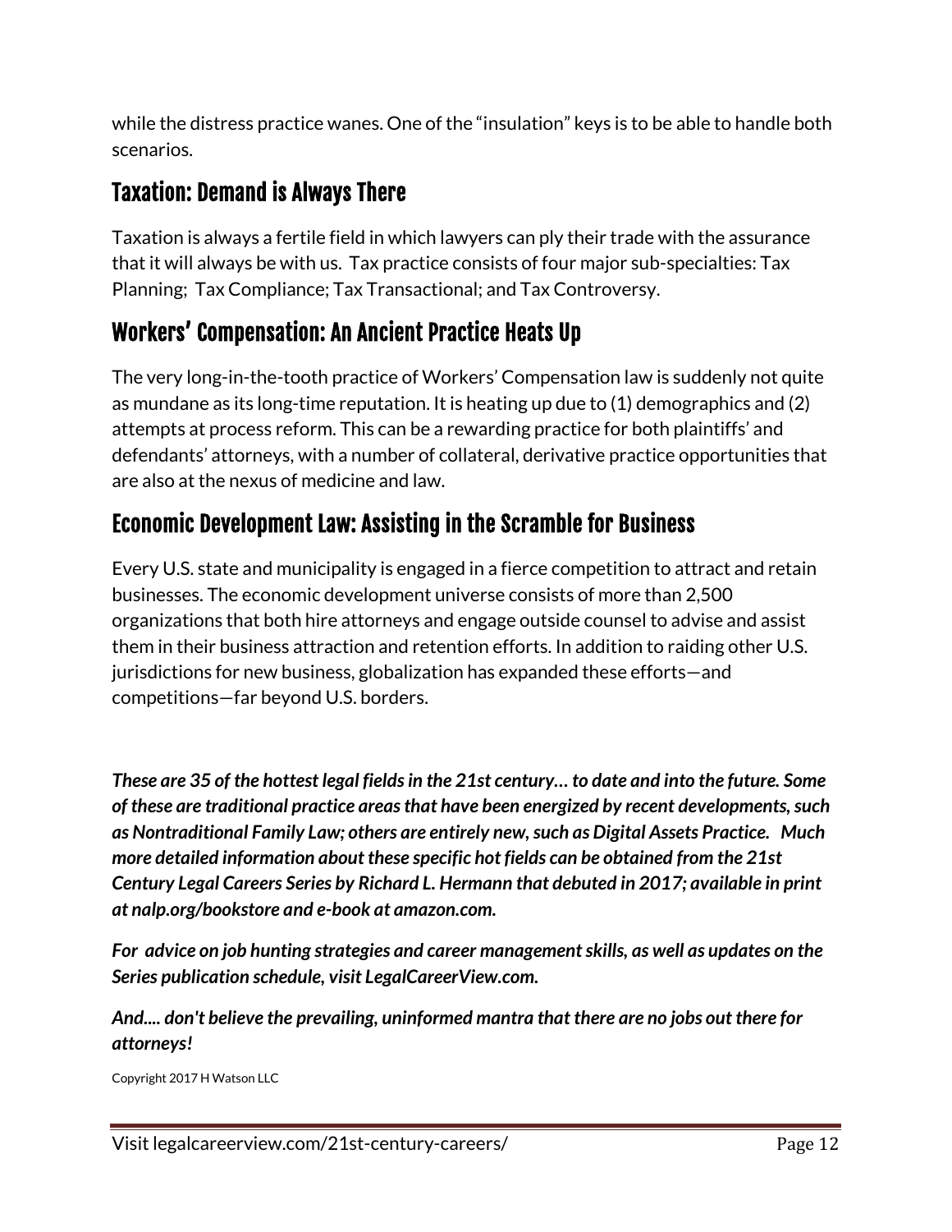while the distress practice wanes. One of the "insulation" keys is to be able to handle both scenarios.

## Taxation: Demand is Always There

Taxation is always a fertile field in which lawyers can ply their trade with the assurance that it will always be with us. Tax practice consists of four major sub-specialties: Tax Planning; Tax Compliance; Tax Transactional; and Tax Controversy.

## Workers' Compensation: An Ancient Practice Heats Up

The very long-in-the-tooth practice of Workers' Compensation law is suddenly not quite as mundane as its long-time reputation. It is heating up due to (1) demographics and (2) attempts at process reform. This can be a rewarding practice for both plaintiffs' and defendants' attorneys, with a number of collateral, derivative practice opportunities that are also at the nexus of medicine and law.

## Economic Development Law: Assisting in the Scramble for Business

Every U.S. state and municipality is engaged in a fierce competition to attract and retain businesses. The economic development universe consists of more than 2,500 organizations that both hire attorneys and engage outside counsel to advise and assist them in their business attraction and retention efforts. In addition to raiding other U.S. jurisdictions for new business, globalization has expanded these efforts—and competitions—far beyond U.S. borders.

***These are 35 of the hottest legal fields in the 21st century… to date and into the future. Some of these are traditional practice areas that have been energized by recent developments, such as Nontraditional Family Law; others are entirely new, such as Digital Assets Practice. Much more detailed information about these specific hot fields can be obtained from the 21st Century Legal Careers Series by Richard L. Hermann that debuted in 2017; available in print at nalp.org/bookstore and e-book at amazon.com.***

***For advice on job hunting strategies and career management skills, as well as updates on the Series publication schedule, visit LegalCareerView.com.***

***And.... don't believe the prevailing, uninformed mantra that there are no jobs out there for attorneys!***

Copyright 2017 H Watson LLC